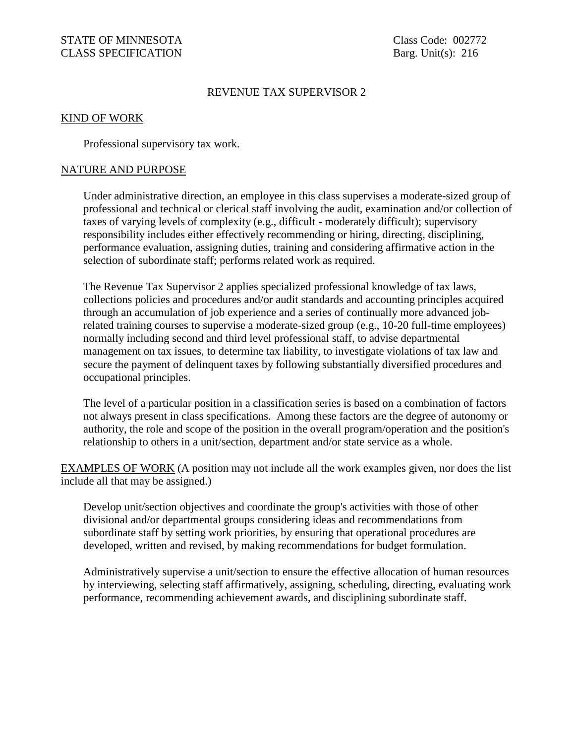STATE OF MINNESOTA
CLASS SPECIFICATION

Class Code: 002772
Barg. Unit(s): 216

# REVENUE TAX SUPERVISOR 2

## KIND OF WORK

Professional supervisory tax work.

## NATURE AND PURPOSE

Under administrative direction, an employee in this class supervises a moderate-sized group of professional and technical or clerical staff involving the audit, examination and/or collection of taxes of varying levels of complexity (e.g., difficult - moderately difficult); supervisory responsibility includes either effectively recommending or hiring, directing, disciplining, performance evaluation, assigning duties, training and considering affirmative action in the selection of subordinate staff; performs related work as required.

The Revenue Tax Supervisor 2 applies specialized professional knowledge of tax laws, collections policies and procedures and/or audit standards and accounting principles acquired through an accumulation of job experience and a series of continually more advanced job-related training courses to supervise a moderate-sized group (e.g., 10-20 full-time employees) normally including second and third level professional staff, to advise departmental management on tax issues, to determine tax liability, to investigate violations of tax law and secure the payment of delinquent taxes by following substantially diversified procedures and occupational principles.

The level of a particular position in a classification series is based on a combination of factors not always present in class specifications. Among these factors are the degree of autonomy or authority, the role and scope of the position in the overall program/operation and the position's relationship to others in a unit/section, department and/or state service as a whole.

## EXAMPLES OF WORK

(A position may not include all the work examples given, nor does the list include all that may be assigned.)

Develop unit/section objectives and coordinate the group's activities with those of other divisional and/or departmental groups considering ideas and recommendations from subordinate staff by setting work priorities, by ensuring that operational procedures are developed, written and revised, by making recommendations for budget formulation.

Administratively supervise a unit/section to ensure the effective allocation of human resources by interviewing, selecting staff affirmatively, assigning, scheduling, directing, evaluating work performance, recommending achievement awards, and disciplining subordinate staff.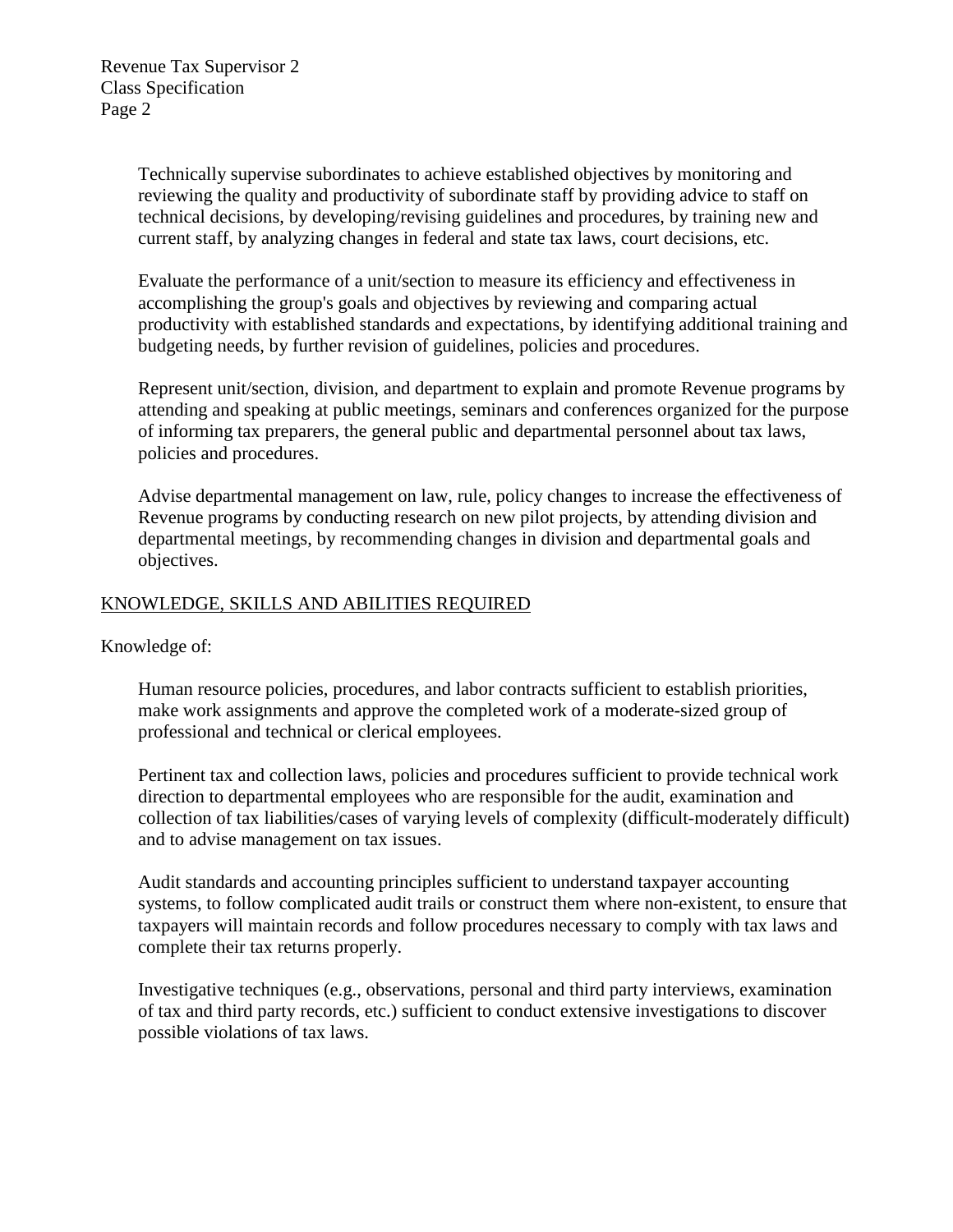Technically supervise subordinates to achieve established objectives by monitoring and reviewing the quality and productivity of subordinate staff by providing advice to staff on technical decisions, by developing/revising guidelines and procedures, by training new and current staff, by analyzing changes in federal and state tax laws, court decisions, etc.

Evaluate the performance of a unit/section to measure its efficiency and effectiveness in accomplishing the group's goals and objectives by reviewing and comparing actual productivity with established standards and expectations, by identifying additional training and budgeting needs, by further revision of guidelines, policies and procedures.

Represent unit/section, division, and department to explain and promote Revenue programs by attending and speaking at public meetings, seminars and conferences organized for the purpose of informing tax preparers, the general public and departmental personnel about tax laws, policies and procedures.

Advise departmental management on law, rule, policy changes to increase the effectiveness of Revenue programs by conducting research on new pilot projects, by attending division and departmental meetings, by recommending changes in division and departmental goals and objectives.

## KNOWLEDGE, SKILLS AND ABILITIES REQUIRED

Knowledge of:

Human resource policies, procedures, and labor contracts sufficient to establish priorities, make work assignments and approve the completed work of a moderate-sized group of professional and technical or clerical employees.

Pertinent tax and collection laws, policies and procedures sufficient to provide technical work direction to departmental employees who are responsible for the audit, examination and collection of tax liabilities/cases of varying levels of complexity (difficult-moderately difficult) and to advise management on tax issues.

Audit standards and accounting principles sufficient to understand taxpayer accounting systems, to follow complicated audit trails or construct them where non-existent, to ensure that taxpayers will maintain records and follow procedures necessary to comply with tax laws and complete their tax returns properly.

Investigative techniques (e.g., observations, personal and third party interviews, examination of tax and third party records, etc.) sufficient to conduct extensive investigations to discover possible violations of tax laws.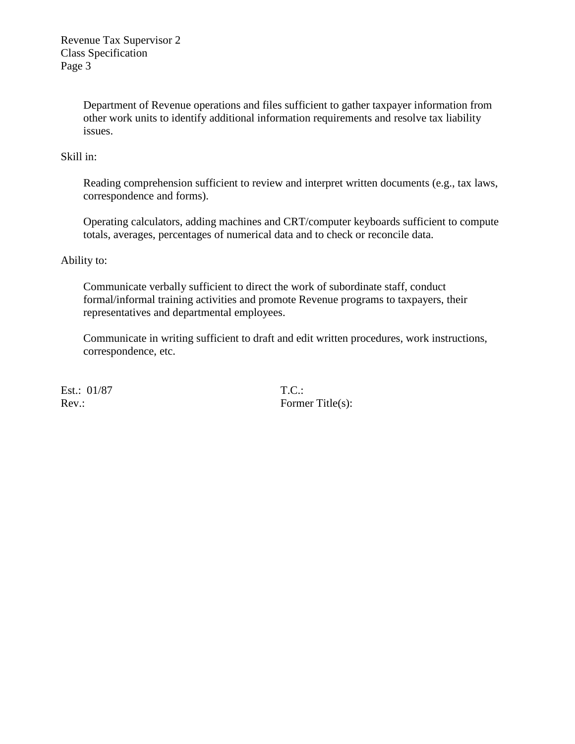Department of Revenue operations and files sufficient to gather taxpayer information from other work units to identify additional information requirements and resolve tax liability issues.

Skill in:

Reading comprehension sufficient to review and interpret written documents (e.g., tax laws, correspondence and forms).

Operating calculators, adding machines and CRT/computer keyboards sufficient to compute totals, averages, percentages of numerical data and to check or reconcile data.

Ability to:

Communicate verbally sufficient to direct the work of subordinate staff, conduct formal/informal training activities and promote Revenue programs to taxpayers, their representatives and departmental employees.

Communicate in writing sufficient to draft and edit written procedures, work instructions, correspondence, etc.

| | |
|---|---|
| Est.: 01/87 | T.C.: |
| Rev.: | Former Title(s): |